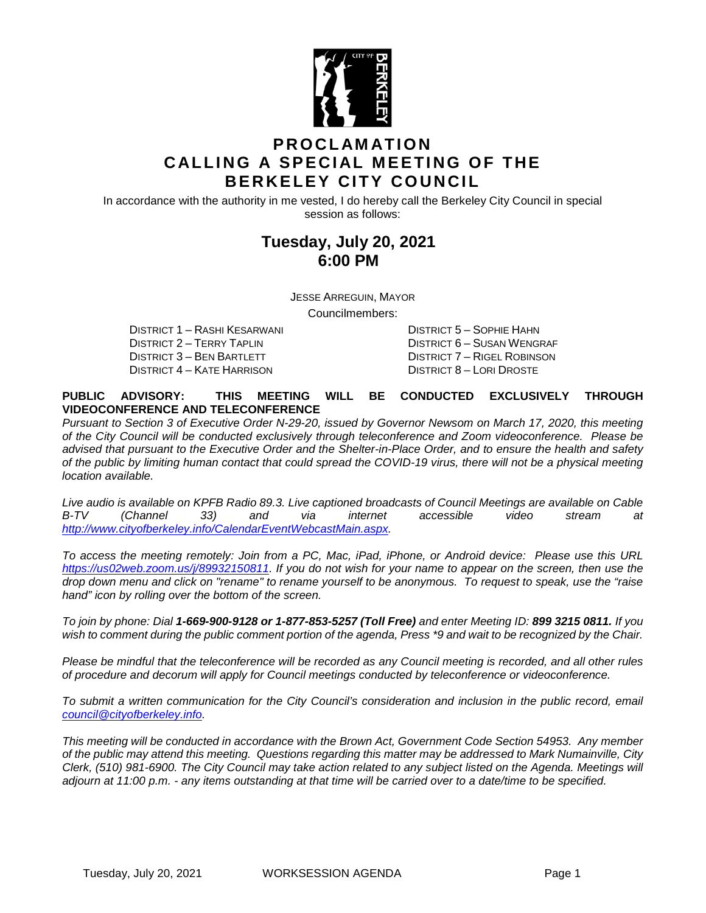# PROCLAMATION CALLING A SPECIAL MEETING OF THE BERKELEY CITY COUNCIL

In accordance with the authority in me vested, I do hereby call the Berkeley City Council in special session as follows:

## Tuesday, July 20, 2021
## 6:00 PM

JESSE ARREGUIN, MAYOR

Councilmembers:

DISTRICT 1 – RASHI KESARWANI
DISTRICT 2 – TERRY TAPLIN
DISTRICT 3 – BEN BARTLETT
DISTRICT 4 – KATE HARRISON
DISTRICT 5 – SOPHIE HAHN
DISTRICT 6 – SUSAN WENGRAF
DISTRICT 7 – RIGEL ROBINSON
DISTRICT 8 – LORI DROSTE

**PUBLIC ADVISORY: THIS MEETING WILL BE CONDUCTED EXCLUSIVELY THROUGH VIDEOCONFERENCE AND TELECONFERENCE**

*Pursuant to Section 3 of Executive Order N-29-20, issued by Governor Newsom on March 17, 2020, this meeting of the City Council will be conducted exclusively through teleconference and Zoom videoconference. Please be advised that pursuant to the Executive Order and the Shelter-in-Place Order, and to ensure the health and safety of the public by limiting human contact that could spread the COVID-19 virus, there will not be a physical meeting location available.*

*Live audio is available on KPFB Radio 89.3. Live captioned broadcasts of Council Meetings are available on Cable B-TV (Channel 33) and via internet accessible video stream at http://www.cityofberkeley.info/CalendarEventWebcastMain.aspx.*

*To access the meeting remotely: Join from a PC, Mac, iPad, iPhone, or Android device: Please use this URL https://us02web.zoom.us/j/89932150811. If you do not wish for your name to appear on the screen, then use the drop down menu and click on "rename" to rename yourself to be anonymous. To request to speak, use the "raise hand" icon by rolling over the bottom of the screen.*

*To join by phone: Dial **1-669-900-9128 or 1-877-853-5257 (Toll Free)** and enter Meeting ID: **899 3215 0811.** If you wish to comment during the public comment portion of the agenda, Press *9 and wait to be recognized by the Chair.*

*Please be mindful that the teleconference will be recorded as any Council meeting is recorded, and all other rules of procedure and decorum will apply for Council meetings conducted by teleconference or videoconference.*

*To submit a written communication for the City Council's consideration and inclusion in the public record, email council@cityofberkeley.info.*

*This meeting will be conducted in accordance with the Brown Act, Government Code Section 54953. Any member of the public may attend this meeting. Questions regarding this matter may be addressed to Mark Numainville, City Clerk, (510) 981-6900. The City Council may take action related to any subject listed on the Agenda. Meetings will adjourn at 11:00 p.m. - any items outstanding at that time will be carried over to a date/time to be specified.*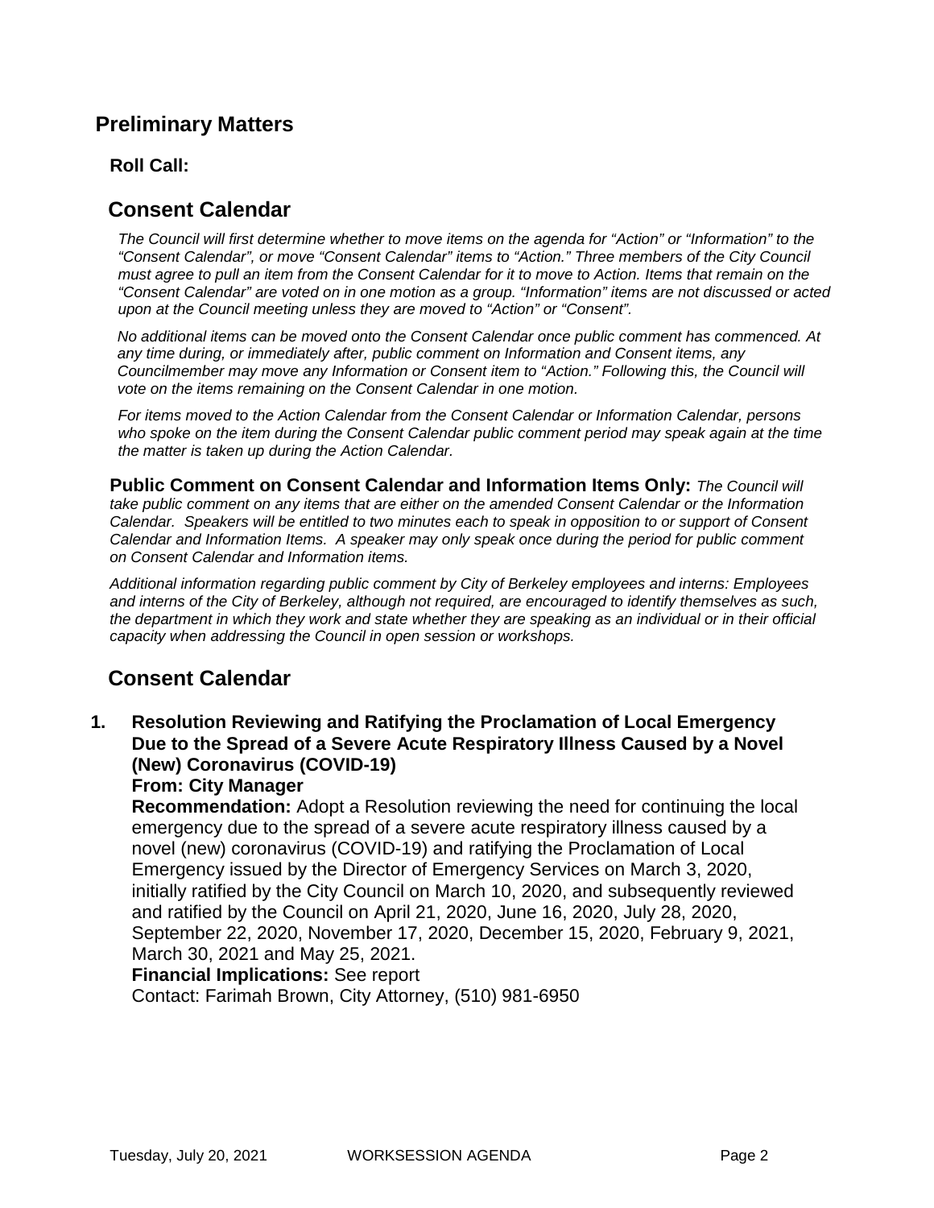## Preliminary Matters

### Roll Call:

## Consent Calendar

*The Council will first determine whether to move items on the agenda for "Action" or "Information" to the "Consent Calendar", or move "Consent Calendar" items to "Action." Three members of the City Council must agree to pull an item from the Consent Calendar for it to move to Action. Items that remain on the "Consent Calendar" are voted on in one motion as a group. "Information" items are not discussed or acted upon at the Council meeting unless they are moved to "Action" or "Consent".*

*No additional items can be moved onto the Consent Calendar once public comment has commenced. At any time during, or immediately after, public comment on Information and Consent items, any Councilmember may move any Information or Consent item to "Action." Following this, the Council will vote on the items remaining on the Consent Calendar in one motion.*

*For items moved to the Action Calendar from the Consent Calendar or Information Calendar, persons who spoke on the item during the Consent Calendar public comment period may speak again at the time the matter is taken up during the Action Calendar.*

**Public Comment on Consent Calendar and Information Items Only:** *The Council will take public comment on any items that are either on the amended Consent Calendar or the Information Calendar. Speakers will be entitled to two minutes each to speak in opposition to or support of Consent Calendar and Information Items. A speaker may only speak once during the period for public comment on Consent Calendar and Information items.*

*Additional information regarding public comment by City of Berkeley employees and interns: Employees and interns of the City of Berkeley, although not required, are encouraged to identify themselves as such, the department in which they work and state whether they are speaking as an individual or in their official capacity when addressing the Council in open session or workshops.*

## Consent Calendar

1. **Resolution Reviewing and Ratifying the Proclamation of Local Emergency Due to the Spread of a Severe Acute Respiratory Illness Caused by a Novel (New) Coronavirus (COVID-19)**
   **From: City Manager**
   **Recommendation:** Adopt a Resolution reviewing the need for continuing the local emergency due to the spread of a severe acute respiratory illness caused by a novel (new) coronavirus (COVID-19) and ratifying the Proclamation of Local Emergency issued by the Director of Emergency Services on March 3, 2020, initially ratified by the City Council on March 10, 2020, and subsequently reviewed and ratified by the Council on April 21, 2020, June 16, 2020, July 28, 2020, September 22, 2020, November 17, 2020, December 15, 2020, February 9, 2021, March 30, 2021 and May 25, 2021.
   **Financial Implications:** See report
   Contact: Farimah Brown, City Attorney, (510) 981-6950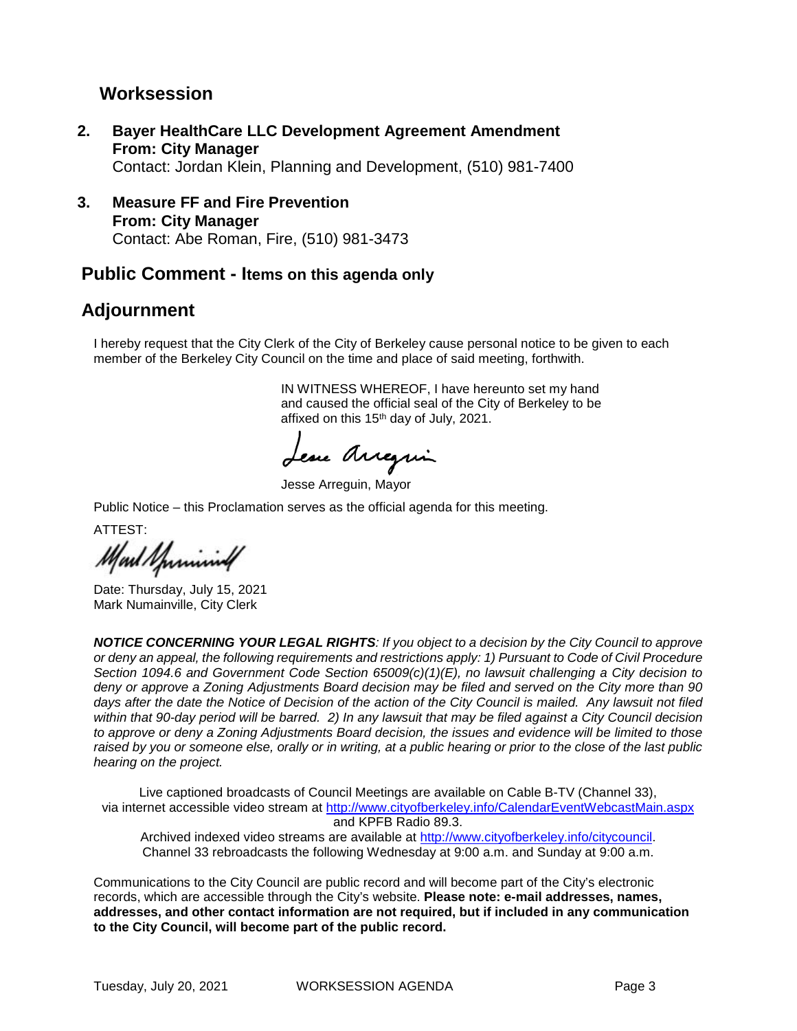## Worksession

**2. Bayer HealthCare LLC Development Agreement Amendment**
**From: City Manager**
Contact: Jordan Klein, Planning and Development, (510) 981-7400

**3. Measure FF and Fire Prevention**
**From: City Manager**
Contact: Abe Roman, Fire, (510) 981-3473

## Public Comment - Items on this agenda only

## Adjournment

I hereby request that the City Clerk of the City of Berkeley cause personal notice to be given to each member of the Berkeley City Council on the time and place of said meeting, forthwith.

IN WITNESS WHEREOF, I have hereunto set my hand and caused the official seal of the City of Berkeley to be affixed on this 15th day of July, 2021.

Jesse Arreguin, Mayor

Public Notice – this Proclamation serves as the official agenda for this meeting.

ATTEST:

Date: Thursday, July 15, 2021
Mark Numainville, City Clerk

***NOTICE CONCERNING YOUR LEGAL RIGHTS**: If you object to a decision by the City Council to approve or deny an appeal, the following requirements and restrictions apply: 1) Pursuant to Code of Civil Procedure Section 1094.6 and Government Code Section 65009(c)(1)(E), no lawsuit challenging a City decision to deny or approve a Zoning Adjustments Board decision may be filed and served on the City more than 90 days after the date the Notice of Decision of the action of the City Council is mailed. Any lawsuit not filed within that 90-day period will be barred. 2) In any lawsuit that may be filed against a City Council decision to approve or deny a Zoning Adjustments Board decision, the issues and evidence will be limited to those raised by you or someone else, orally or in writing, at a public hearing or prior to the close of the last public hearing on the project.*

Live captioned broadcasts of Council Meetings are available on Cable B-TV (Channel 33), via internet accessible video stream at http://www.cityofberkeley.info/CalendarEventWebcastMain.aspx and KPFB Radio 89.3.
Archived indexed video streams are available at http://www.cityofberkeley.info/citycouncil.
Channel 33 rebroadcasts the following Wednesday at 9:00 a.m. and Sunday at 9:00 a.m.

Communications to the City Council are public record and will become part of the City's electronic records, which are accessible through the City's website. **Please note: e-mail addresses, names, addresses, and other contact information are not required, but if included in any communication to the City Council, will become part of the public record.**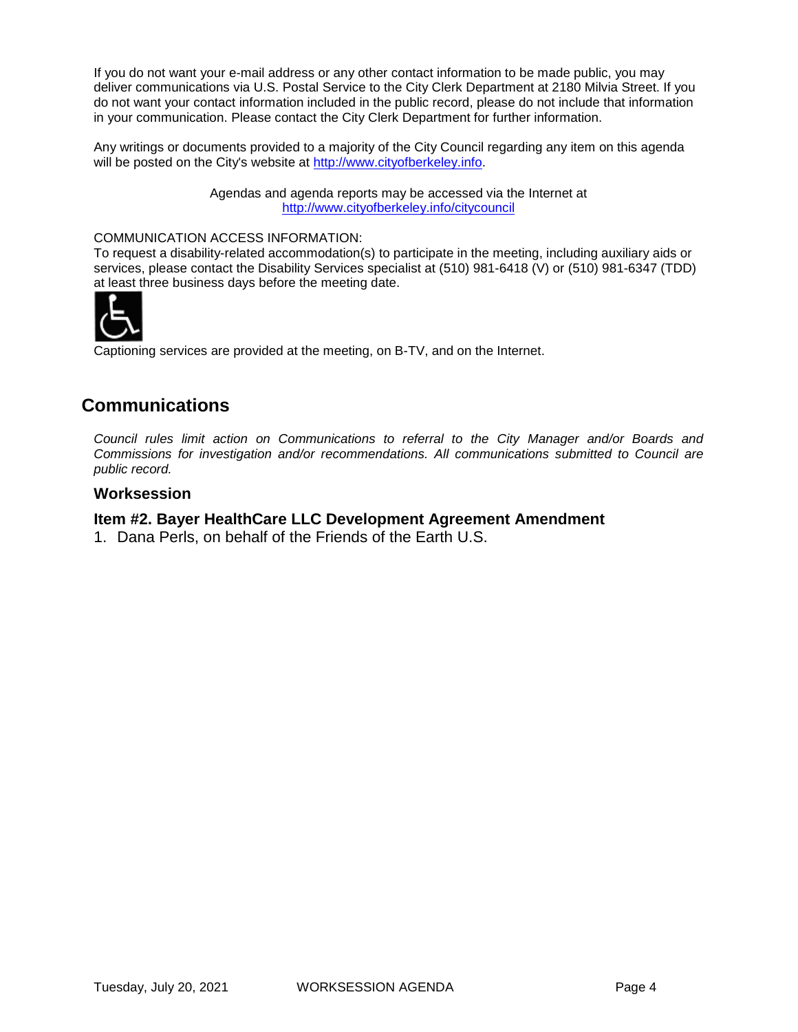If you do not want your e-mail address or any other contact information to be made public, you may deliver communications via U.S. Postal Service to the City Clerk Department at 2180 Milvia Street. If you do not want your contact information included in the public record, please do not include that information in your communication. Please contact the City Clerk Department for further information.

Any writings or documents provided to a majority of the City Council regarding any item on this agenda will be posted on the City's website at http://www.cityofberkeley.info.

Agendas and agenda reports may be accessed via the Internet at http://www.cityofberkeley.info/citycouncil

COMMUNICATION ACCESS INFORMATION:
To request a disability-related accommodation(s) to participate in the meeting, including auxiliary aids or services, please contact the Disability Services specialist at (510) 981-6418 (V) or (510) 981-6347 (TDD) at least three business days before the meeting date.

Captioning services are provided at the meeting, on B-TV, and on the Internet.

## Communications

*Council rules limit action on Communications to referral to the City Manager and/or Boards and Commissions for investigation and/or recommendations. All communications submitted to Council are public record.*

### Worksession

### Item #2. Bayer HealthCare LLC Development Agreement Amendment

1. Dana Perls, on behalf of the Friends of the Earth U.S.